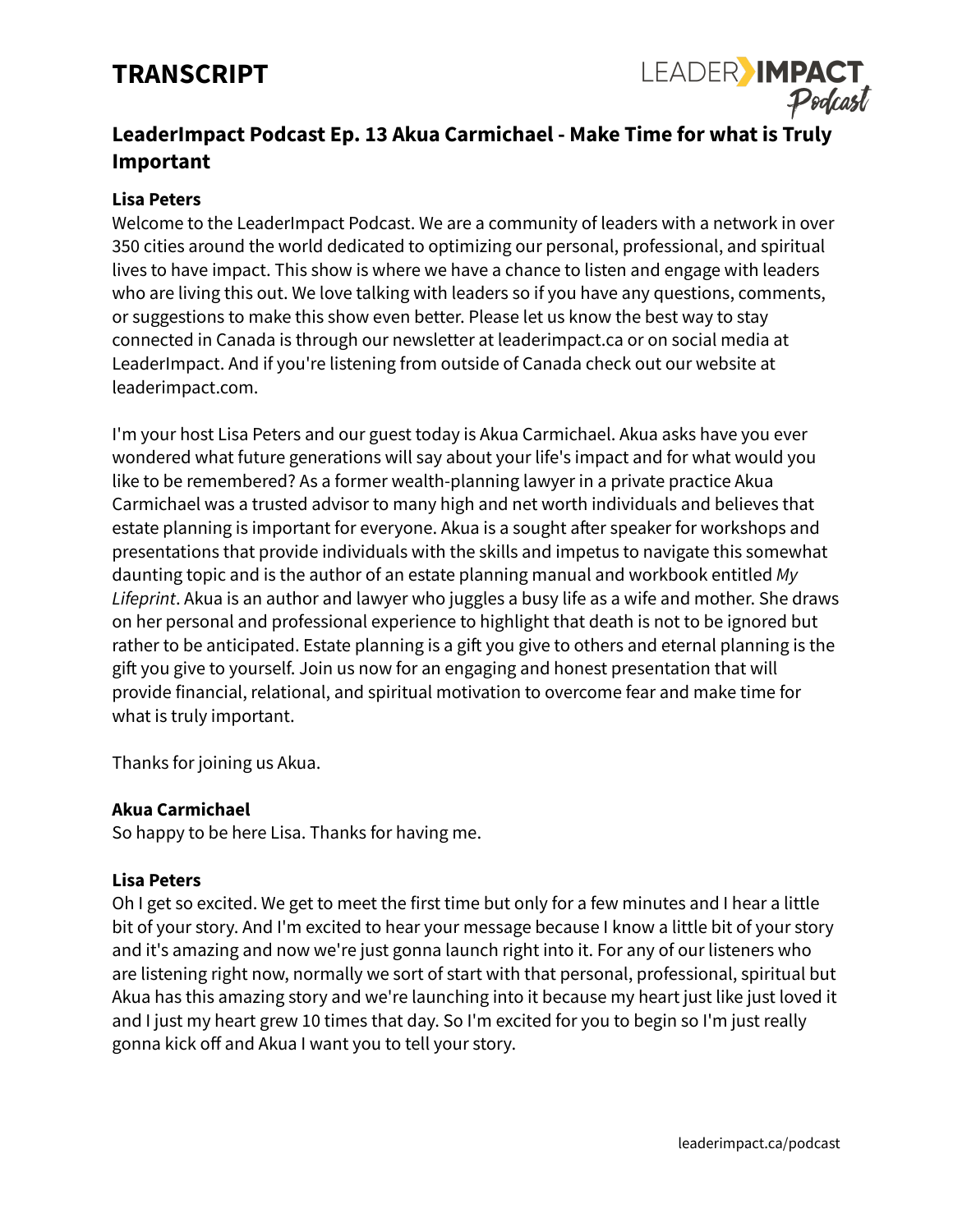# TRANSCRIPT

## LeaderImpact Podcast Ep. 13 Akua Carmichael - Make Time for what is Truly Important

**Lisa Peters**
Welcome to the LeaderImpact Podcast. We are a community of leaders with a network in over 350 cities around the world dedicated to optimizing our personal, professional, and spiritual lives to have impact. This show is where we have a chance to listen and engage with leaders who are living this out. We love talking with leaders so if you have any questions, comments, or suggestions to make this show even better. Please let us know the best way to stay connected in Canada is through our newsletter at leaderimpact.ca or on social media at LeaderImpact. And if you're listening from outside of Canada check out our website at leaderimpact.com.

I'm your host Lisa Peters and our guest today is Akua Carmichael. Akua asks have you ever wondered what future generations will say about your life's impact and for what would you like to be remembered? As a former wealth-planning lawyer in a private practice Akua Carmichael was a trusted advisor to many high and net worth individuals and believes that estate planning is important for everyone. Akua is a sought after speaker for workshops and presentations that provide individuals with the skills and impetus to navigate this somewhat daunting topic and is the author of an estate planning manual and workbook entitled *My Lifeprint*. Akua is an author and lawyer who juggles a busy life as a wife and mother. She draws on her personal and professional experience to highlight that death is not to be ignored but rather to be anticipated. Estate planning is a gift you give to others and eternal planning is the gift you give to yourself. Join us now for an engaging and honest presentation that will provide financial, relational, and spiritual motivation to overcome fear and make time for what is truly important.

Thanks for joining us Akua.

**Akua Carmichael**
So happy to be here Lisa. Thanks for having me.

**Lisa Peters**
Oh I get so excited. We get to meet the first time but only for a few minutes and I hear a little bit of your story. And I'm excited to hear your message because I know a little bit of your story and it's amazing and now we're just gonna launch right into it. For any of our listeners who are listening right now, normally we sort of start with that personal, professional, spiritual but Akua has this amazing story and we're launching into it because my heart just like just loved it and I just my heart grew 10 times that day. So I'm excited for you to begin so I'm just really gonna kick off and Akua I want you to tell your story.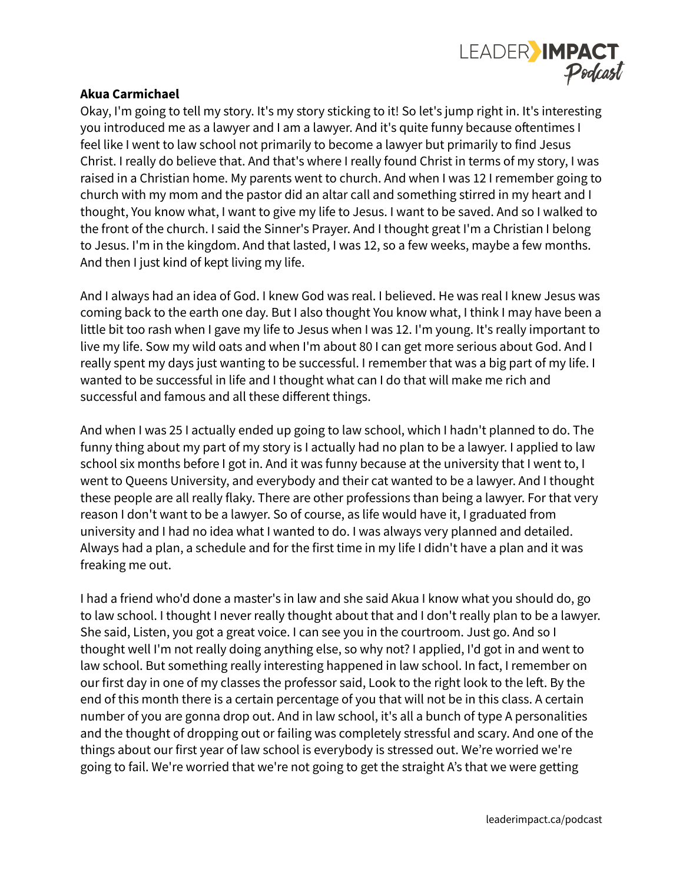**Akua Carmichael**

Okay, I'm going to tell my story. It's my story sticking to it! So let's jump right in. It's interesting you introduced me as a lawyer and I am a lawyer. And it's quite funny because oftentimes I feel like I went to law school not primarily to become a lawyer but primarily to find Jesus Christ. I really do believe that. And that's where I really found Christ in terms of my story, I was raised in a Christian home. My parents went to church. And when I was 12 I remember going to church with my mom and the pastor did an altar call and something stirred in my heart and I thought, You know what, I want to give my life to Jesus. I want to be saved. And so I walked to the front of the church. I said the Sinner's Prayer. And I thought great I'm a Christian I belong to Jesus. I'm in the kingdom. And that lasted, I was 12, so a few weeks, maybe a few months. And then I just kind of kept living my life.

And I always had an idea of God. I knew God was real. I believed. He was real I knew Jesus was coming back to the earth one day. But I also thought You know what, I think I may have been a little bit too rash when I gave my life to Jesus when I was 12. I'm young. It's really important to live my life. Sow my wild oats and when I'm about 80 I can get more serious about God. And I really spent my days just wanting to be successful. I remember that was a big part of my life. I wanted to be successful in life and I thought what can I do that will make me rich and successful and famous and all these different things.

And when I was 25 I actually ended up going to law school, which I hadn't planned to do. The funny thing about my part of my story is I actually had no plan to be a lawyer. I applied to law school six months before I got in. And it was funny because at the university that I went to, I went to Queens University, and everybody and their cat wanted to be a lawyer. And I thought these people are all really flaky. There are other professions than being a lawyer. For that very reason I don't want to be a lawyer. So of course, as life would have it, I graduated from university and I had no idea what I wanted to do. I was always very planned and detailed. Always had a plan, a schedule and for the first time in my life I didn't have a plan and it was freaking me out.

I had a friend who'd done a master's in law and she said Akua I know what you should do, go to law school. I thought I never really thought about that and I don't really plan to be a lawyer. She said, Listen, you got a great voice. I can see you in the courtroom. Just go. And so I thought well I'm not really doing anything else, so why not? I applied, I'd got in and went to law school. But something really interesting happened in law school. In fact, I remember on our first day in one of my classes the professor said, Look to the right look to the left. By the end of this month there is a certain percentage of you that will not be in this class. A certain number of you are gonna drop out. And in law school, it's all a bunch of type A personalities and the thought of dropping out or failing was completely stressful and scary. And one of the things about our first year of law school is everybody is stressed out. We're worried we're going to fail. We're worried that we're not going to get the straight A's that we were getting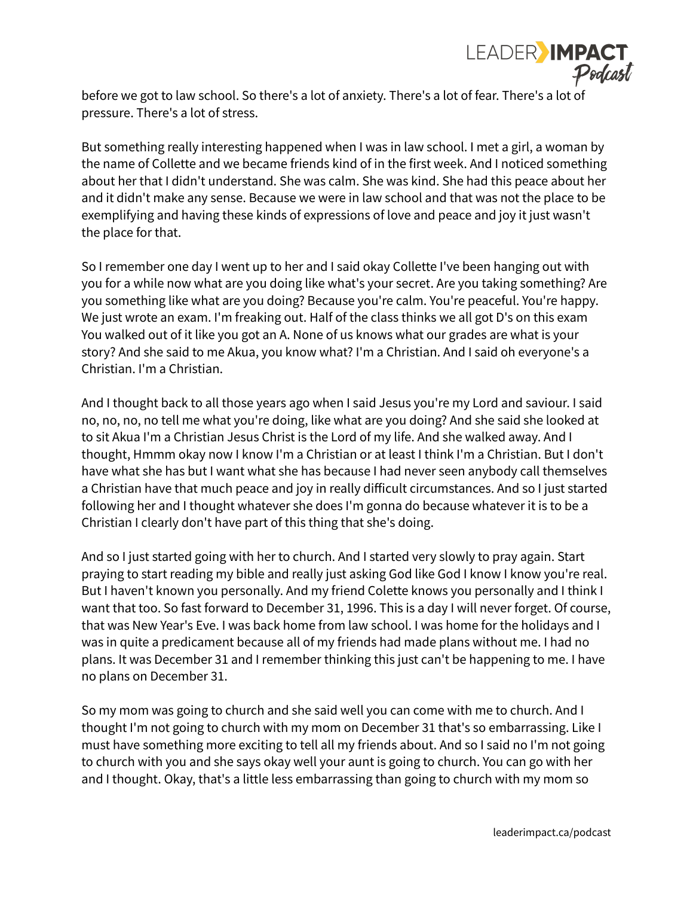before we got to law school. So there's a lot of anxiety. There's a lot of fear. There's a lot of pressure. There's a lot of stress.

But something really interesting happened when I was in law school. I met a girl, a woman by the name of Collette and we became friends kind of in the first week. And I noticed something about her that I didn't understand. She was calm. She was kind. She had this peace about her and it didn't make any sense. Because we were in law school and that was not the place to be exemplifying and having these kinds of expressions of love and peace and joy it just wasn't the place for that.

So I remember one day I went up to her and I said okay Collette I've been hanging out with you for a while now what are you doing like what's your secret. Are you taking something? Are you something like what are you doing? Because you're calm. You're peaceful. You're happy. We just wrote an exam. I'm freaking out. Half of the class thinks we all got D's on this exam You walked out of it like you got an A. None of us knows what our grades are what is your story? And she said to me Akua, you know what? I'm a Christian. And I said oh everyone's a Christian. I'm a Christian.

And I thought back to all those years ago when I said Jesus you're my Lord and saviour. I said no, no, no, no tell me what you're doing, like what are you doing? And she said she looked at to sit Akua I'm a Christian Jesus Christ is the Lord of my life. And she walked away. And I thought, Hmmm okay now I know I'm a Christian or at least I think I'm a Christian. But I don't have what she has but I want what she has because I had never seen anybody call themselves a Christian have that much peace and joy in really difficult circumstances. And so I just started following her and I thought whatever she does I'm gonna do because whatever it is to be a Christian I clearly don't have part of this thing that she's doing.

And so I just started going with her to church. And I started very slowly to pray again. Start praying to start reading my bible and really just asking God like God I know I know you're real. But I haven't known you personally. And my friend Colette knows you personally and I think I want that too. So fast forward to December 31, 1996. This is a day I will never forget. Of course, that was New Year's Eve. I was back home from law school. I was home for the holidays and I was in quite a predicament because all of my friends had made plans without me. I had no plans. It was December 31 and I remember thinking this just can't be happening to me. I have no plans on December 31.

So my mom was going to church and she said well you can come with me to church. And I thought I'm not going to church with my mom on December 31 that's so embarrassing. Like I must have something more exciting to tell all my friends about. And so I said no I'm not going to church with you and she says okay well your aunt is going to church. You can go with her and I thought. Okay, that's a little less embarrassing than going to church with my mom so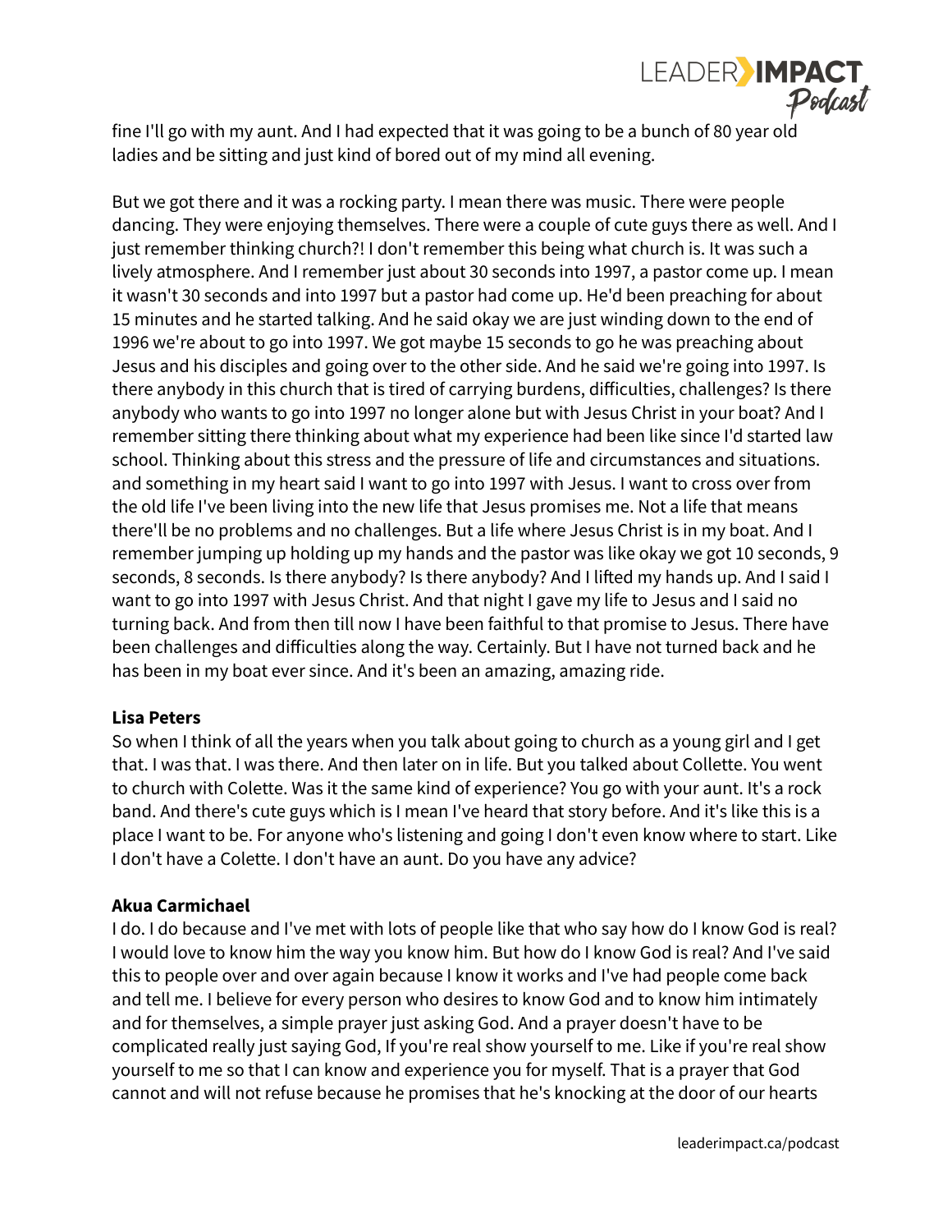fine I'll go with my aunt. And I had expected that it was going to be a bunch of 80 year old ladies and be sitting and just kind of bored out of my mind all evening.

But we got there and it was a rocking party. I mean there was music. There were people dancing. They were enjoying themselves. There were a couple of cute guys there as well. And I just remember thinking church?! I don't remember this being what church is. It was such a lively atmosphere. And I remember just about 30 seconds into 1997, a pastor come up. I mean it wasn't 30 seconds and into 1997 but a pastor had come up. He'd been preaching for about 15 minutes and he started talking. And he said okay we are just winding down to the end of 1996 we're about to go into 1997. We got maybe 15 seconds to go he was preaching about Jesus and his disciples and going over to the other side. And he said we're going into 1997. Is there anybody in this church that is tired of carrying burdens, difficulties, challenges? Is there anybody who wants to go into 1997 no longer alone but with Jesus Christ in your boat? And I remember sitting there thinking about what my experience had been like since I'd started law school. Thinking about this stress and the pressure of life and circumstances and situations. and something in my heart said I want to go into 1997 with Jesus. I want to cross over from the old life I've been living into the new life that Jesus promises me. Not a life that means there'll be no problems and no challenges. But a life where Jesus Christ is in my boat. And I remember jumping up holding up my hands and the pastor was like okay we got 10 seconds, 9 seconds, 8 seconds. Is there anybody? Is there anybody? And I lifted my hands up. And I said I want to go into 1997 with Jesus Christ. And that night I gave my life to Jesus and I said no turning back. And from then till now I have been faithful to that promise to Jesus. There have been challenges and difficulties along the way. Certainly. But I have not turned back and he has been in my boat ever since. And it's been an amazing, amazing ride.

**Lisa Peters**
So when I think of all the years when you talk about going to church as a young girl and I get that. I was that. I was there. And then later on in life. But you talked about Collette. You went to church with Colette. Was it the same kind of experience? You go with your aunt. It's a rock band. And there's cute guys which is I mean I've heard that story before. And it's like this is a place I want to be. For anyone who's listening and going I don't even know where to start. Like I don't have a Colette. I don't have an aunt. Do you have any advice?

**Akua Carmichael**
I do. I do because and I've met with lots of people like that who say how do I know God is real? I would love to know him the way you know him. But how do I know God is real? And I've said this to people over and over again because I know it works and I've had people come back and tell me. I believe for every person who desires to know God and to know him intimately and for themselves, a simple prayer just asking God. And a prayer doesn't have to be complicated really just saying God, If you're real show yourself to me. Like if you're real show yourself to me so that I can know and experience you for myself. That is a prayer that God cannot and will not refuse because he promises that he's knocking at the door of our hearts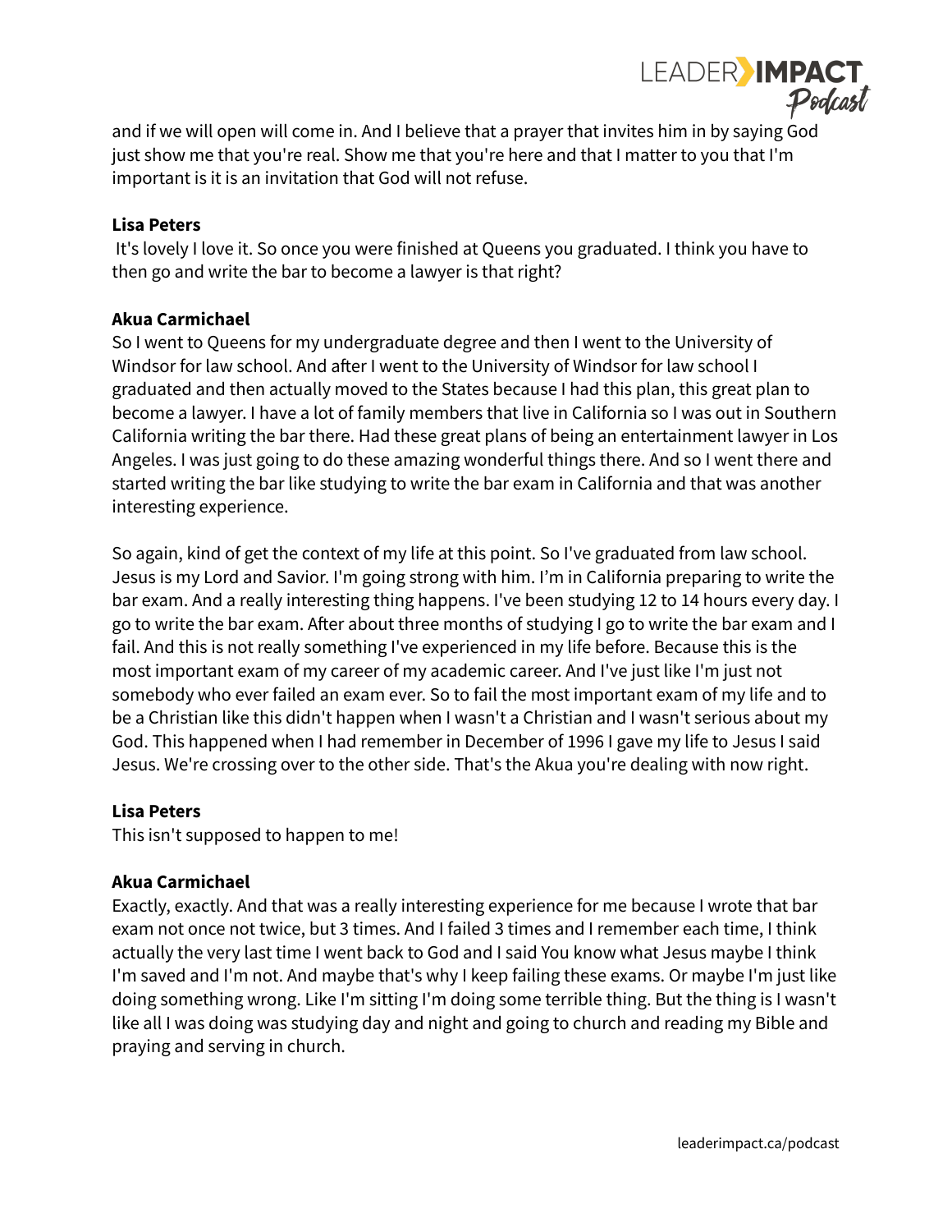and if we will open will come in. And I believe that a prayer that invites him in by saying God just show me that you're real. Show me that you're here and that I matter to you that I'm important is it is an invitation that God will not refuse.

**Lisa Peters**

It's lovely I love it. So once you were finished at Queens you graduated. I think you have to then go and write the bar to become a lawyer is that right?

**Akua Carmichael**

So I went to Queens for my undergraduate degree and then I went to the University of Windsor for law school. And after I went to the University of Windsor for law school I graduated and then actually moved to the States because I had this plan, this great plan to become a lawyer. I have a lot of family members that live in California so I was out in Southern California writing the bar there. Had these great plans of being an entertainment lawyer in Los Angeles. I was just going to do these amazing wonderful things there. And so I went there and started writing the bar like studying to write the bar exam in California and that was another interesting experience.

So again, kind of get the context of my life at this point. So I've graduated from law school. Jesus is my Lord and Savior. I'm going strong with him. I'm in California preparing to write the bar exam. And a really interesting thing happens. I've been studying 12 to 14 hours every day. I go to write the bar exam. After about three months of studying I go to write the bar exam and I fail. And this is not really something I've experienced in my life before. Because this is the most important exam of my career of my academic career. And I've just like I'm just not somebody who ever failed an exam ever. So to fail the most important exam of my life and to be a Christian like this didn't happen when I wasn't a Christian and I wasn't serious about my God. This happened when I had remember in December of 1996 I gave my life to Jesus I said Jesus. We're crossing over to the other side. That's the Akua you're dealing with now right.

**Lisa Peters**

This isn't supposed to happen to me!

**Akua Carmichael**

Exactly, exactly. And that was a really interesting experience for me because I wrote that bar exam not once not twice, but 3 times. And I failed 3 times and I remember each time, I think actually the very last time I went back to God and I said You know what Jesus maybe I think I'm saved and I'm not. And maybe that's why I keep failing these exams. Or maybe I'm just like doing something wrong. Like I'm sitting I'm doing some terrible thing. But the thing is I wasn't like all I was doing was studying day and night and going to church and reading my Bible and praying and serving in church.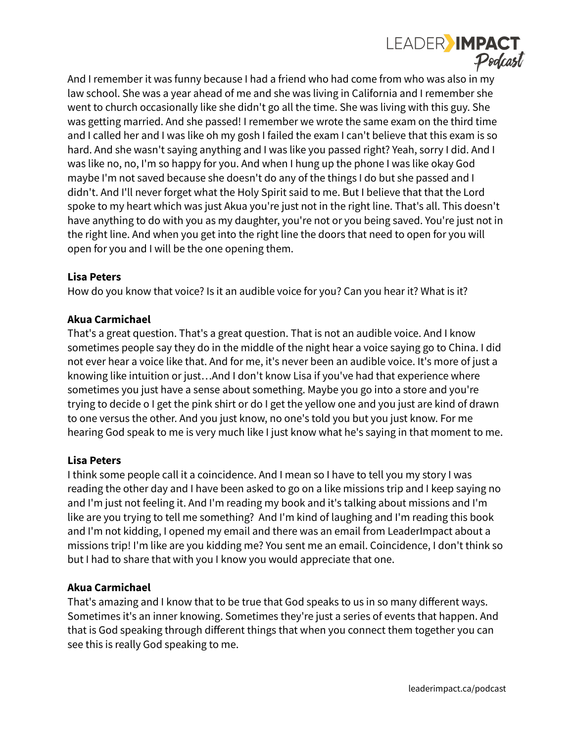And I remember it was funny because I had a friend who had come from who was also in my law school. She was a year ahead of me and she was living in California and I remember she went to church occasionally like she didn't go all the time. She was living with this guy. She was getting married. And she passed! I remember we wrote the same exam on the third time and I called her and I was like oh my gosh I failed the exam I can't believe that this exam is so hard. And she wasn't saying anything and I was like you passed right? Yeah, sorry I did. And I was like no, no, I'm so happy for you. And when I hung up the phone I was like okay God maybe I'm not saved because she doesn't do any of the things I do but she passed and I didn't. And I'll never forget what the Holy Spirit said to me. But I believe that that the Lord spoke to my heart which was just Akua you're just not in the right line. That's all. This doesn't have anything to do with you as my daughter, you're not or you being saved. You're just not in the right line. And when you get into the right line the doors that need to open for you will open for you and I will be the one opening them.

**Lisa Peters**
How do you know that voice? Is it an audible voice for you? Can you hear it? What is it?

**Akua Carmichael**
That's a great question. That's a great question. That is not an audible voice. And I know sometimes people say they do in the middle of the night hear a voice saying go to China. I did not ever hear a voice like that. And for me, it's never been an audible voice. It's more of just a knowing like intuition or just…And I don't know Lisa if you've had that experience where sometimes you just have a sense about something. Maybe you go into a store and you're trying to decide o I get the pink shirt or do I get the yellow one and you just are kind of drawn to one versus the other. And you just know, no one's told you but you just know. For me hearing God speak to me is very much like I just know what he's saying in that moment to me.

**Lisa Peters**
I think some people call it a coincidence. And I mean so I have to tell you my story I was reading the other day and I have been asked to go on a like missions trip and I keep saying no and I'm just not feeling it. And I'm reading my book and it's talking about missions and I'm like are you trying to tell me something? And I'm kind of laughing and I'm reading this book and I'm not kidding, I opened my email and there was an email from LeaderImpact about a missions trip! I'm like are you kidding me? You sent me an email. Coincidence, I don't think so but I had to share that with you I know you would appreciate that one.

**Akua Carmichael**
That's amazing and I know that to be true that God speaks to us in so many different ways. Sometimes it's an inner knowing. Sometimes they're just a series of events that happen. And that is God speaking through different things that when you connect them together you can see this is really God speaking to me.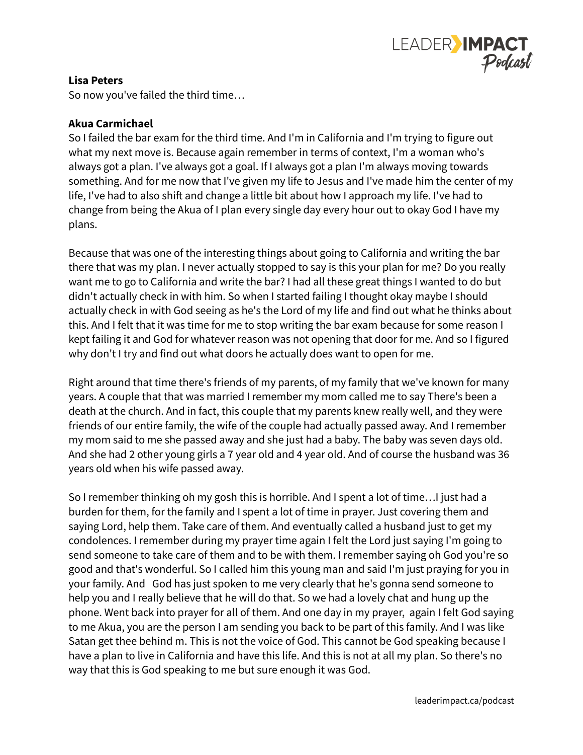**Lisa Peters**
So now you've failed the third time…

**Akua Carmichael**
So I failed the bar exam for the third time. And I'm in California and I'm trying to figure out what my next move is. Because again remember in terms of context, I'm a woman who's always got a plan. I've always got a goal. If I always got a plan I'm always moving towards something. And for me now that I've given my life to Jesus and I've made him the center of my life, I've had to also shift and change a little bit about how I approach my life. I've had to change from being the Akua of I plan every single day every hour out to okay God I have my plans.

Because that was one of the interesting things about going to California and writing the bar there that was my plan. I never actually stopped to say is this your plan for me? Do you really want me to go to California and write the bar? I had all these great things I wanted to do but didn't actually check in with him. So when I started failing I thought okay maybe I should actually check in with God seeing as he's the Lord of my life and find out what he thinks about this. And I felt that it was time for me to stop writing the bar exam because for some reason I kept failing it and God for whatever reason was not opening that door for me. And so I figured why don't I try and find out what doors he actually does want to open for me.

Right around that time there's friends of my parents, of my family that we've known for many years. A couple that that was married I remember my mom called me to say There's been a death at the church. And in fact, this couple that my parents knew really well, and they were friends of our entire family, the wife of the couple had actually passed away. And I remember my mom said to me she passed away and she just had a baby. The baby was seven days old. And she had 2 other young girls a 7 year old and 4 year old. And of course the husband was 36 years old when his wife passed away.

So I remember thinking oh my gosh this is horrible. And I spent a lot of time…I just had a burden for them, for the family and I spent a lot of time in prayer. Just covering them and saying Lord, help them. Take care of them. And eventually called a husband just to get my condolences. I remember during my prayer time again I felt the Lord just saying I'm going to send someone to take care of them and to be with them. I remember saying oh God you're so good and that's wonderful. So I called him this young man and said I'm just praying for you in your family. And God has just spoken to me very clearly that he's gonna send someone to help you and I really believe that he will do that. So we had a lovely chat and hung up the phone. Went back into prayer for all of them. And one day in my prayer, again I felt God saying to me Akua, you are the person I am sending you back to be part of this family. And I was like Satan get thee behind m. This is not the voice of God. This cannot be God speaking because I have a plan to live in California and have this life. And this is not at all my plan. So there's no way that this is God speaking to me but sure enough it was God.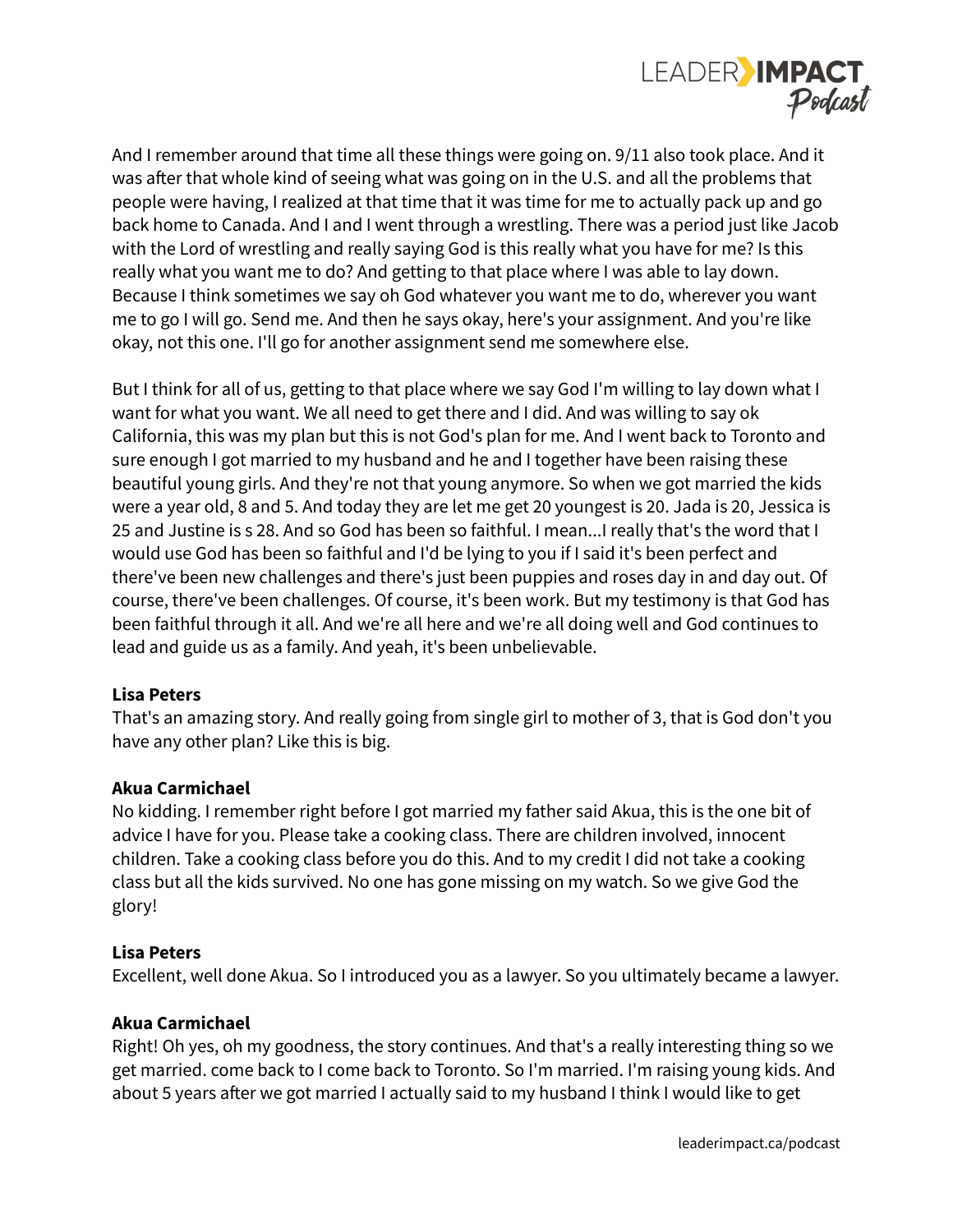And I remember around that time all these things were going on. 9/11 also took place. And it was after that whole kind of seeing what was going on in the U.S. and all the problems that people were having, I realized at that time that it was time for me to actually pack up and go back home to Canada. And I and I went through a wrestling. There was a period just like Jacob with the Lord of wrestling and really saying God is this really what you have for me? Is this really what you want me to do? And getting to that place where I was able to lay down. Because I think sometimes we say oh God whatever you want me to do, wherever you want me to go I will go. Send me. And then he says okay, here's your assignment. And you're like okay, not this one. I'll go for another assignment send me somewhere else.

But I think for all of us, getting to that place where we say God I'm willing to lay down what I want for what you want. We all need to get there and I did. And was willing to say ok California, this was my plan but this is not God's plan for me. And I went back to Toronto and sure enough I got married to my husband and he and I together have been raising these beautiful young girls. And they're not that young anymore. So when we got married the kids were a year old, 8 and 5. And today they are let me get 20 youngest is 20. Jada is 20, Jessica is 25 and Justine is s 28. And so God has been so faithful. I mean...I really that's the word that I would use God has been so faithful and I'd be lying to you if I said it's been perfect and there've been new challenges and there's just been puppies and roses day in and day out. Of course, there've been challenges. Of course, it's been work. But my testimony is that God has been faithful through it all. And we're all here and we're all doing well and God continues to lead and guide us as a family. And yeah, it's been unbelievable.

**Lisa Peters**
That's an amazing story. And really going from single girl to mother of 3, that is God don't you have any other plan? Like this is big.

**Akua Carmichael**
No kidding. I remember right before I got married my father said Akua, this is the one bit of advice I have for you. Please take a cooking class. There are children involved, innocent children. Take a cooking class before you do this. And to my credit I did not take a cooking class but all the kids survived. No one has gone missing on my watch. So we give God the glory!

**Lisa Peters**
Excellent, well done Akua. So I introduced you as a lawyer. So you ultimately became a lawyer.

**Akua Carmichael**
Right! Oh yes, oh my goodness, the story continues. And that's a really interesting thing so we get married. come back to I come back to Toronto. So I'm married. I'm raising young kids. And about 5 years after we got married I actually said to my husband I think I would like to get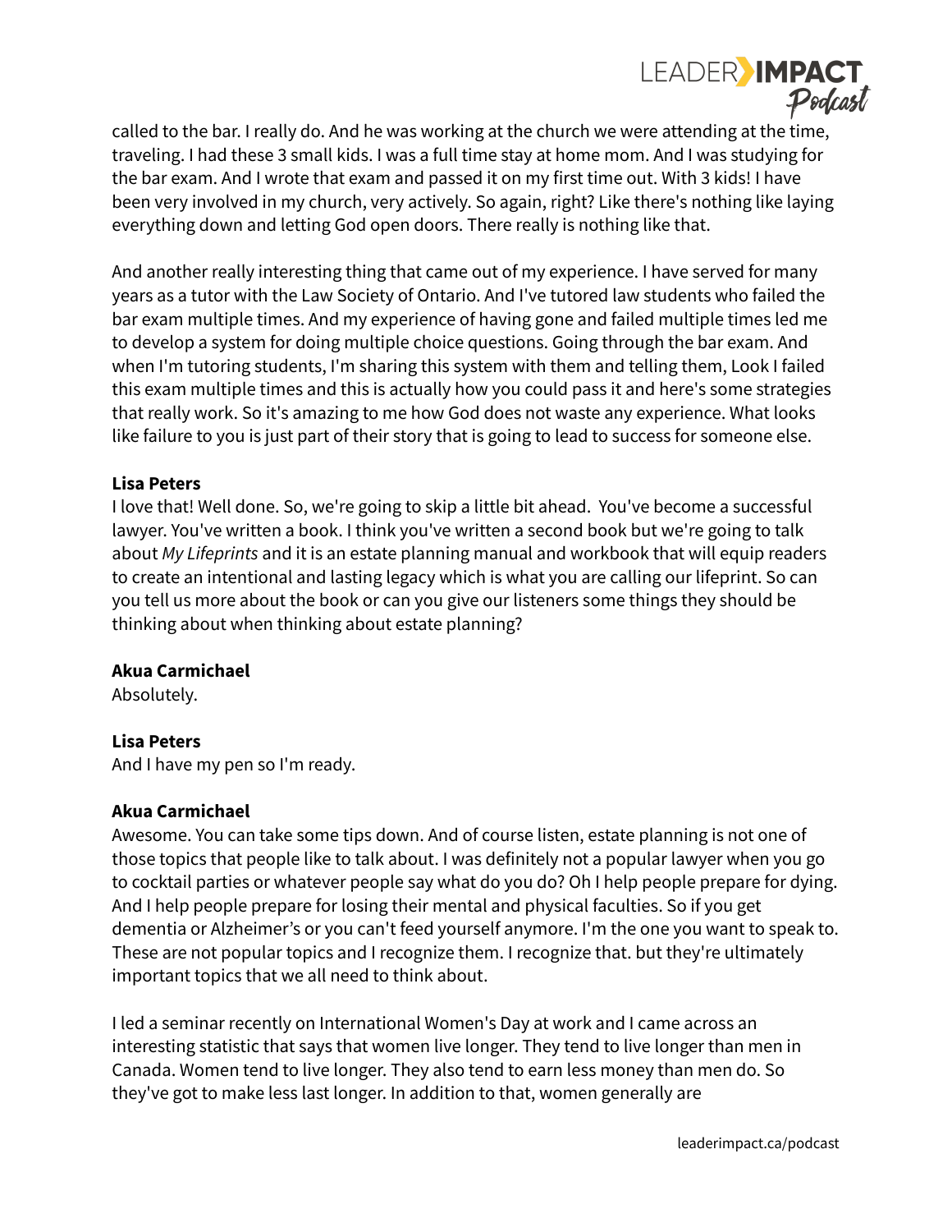called to the bar. I really do. And he was working at the church we were attending at the time, traveling. I had these 3 small kids. I was a full time stay at home mom. And I was studying for the bar exam. And I wrote that exam and passed it on my first time out. With 3 kids! I have been very involved in my church, very actively. So again, right? Like there's nothing like laying everything down and letting God open doors. There really is nothing like that.

And another really interesting thing that came out of my experience. I have served for many years as a tutor with the Law Society of Ontario. And I've tutored law students who failed the bar exam multiple times. And my experience of having gone and failed multiple times led me to develop a system for doing multiple choice questions. Going through the bar exam. And when I'm tutoring students, I'm sharing this system with them and telling them, Look I failed this exam multiple times and this is actually how you could pass it and here's some strategies that really work. So it's amazing to me how God does not waste any experience. What looks like failure to you is just part of their story that is going to lead to success for someone else.

**Lisa Peters**
I love that! Well done. So, we're going to skip a little bit ahead. You've become a successful lawyer. You've written a book. I think you've written a second book but we're going to talk about *My Lifeprints* and it is an estate planning manual and workbook that will equip readers to create an intentional and lasting legacy which is what you are calling our lifeprint. So can you tell us more about the book or can you give our listeners some things they should be thinking about when thinking about estate planning?

**Akua Carmichael**
Absolutely.

**Lisa Peters**
And I have my pen so I'm ready.

**Akua Carmichael**
Awesome. You can take some tips down. And of course listen, estate planning is not one of those topics that people like to talk about. I was definitely not a popular lawyer when you go to cocktail parties or whatever people say what do you do? Oh I help people prepare for dying. And I help people prepare for losing their mental and physical faculties. So if you get dementia or Alzheimer's or you can't feed yourself anymore. I'm the one you want to speak to. These are not popular topics and I recognize them. I recognize that. but they're ultimately important topics that we all need to think about.

I led a seminar recently on International Women's Day at work and I came across an interesting statistic that says that women live longer. They tend to live longer than men in Canada. Women tend to live longer. They also tend to earn less money than men do. So they've got to make less last longer. In addition to that, women generally are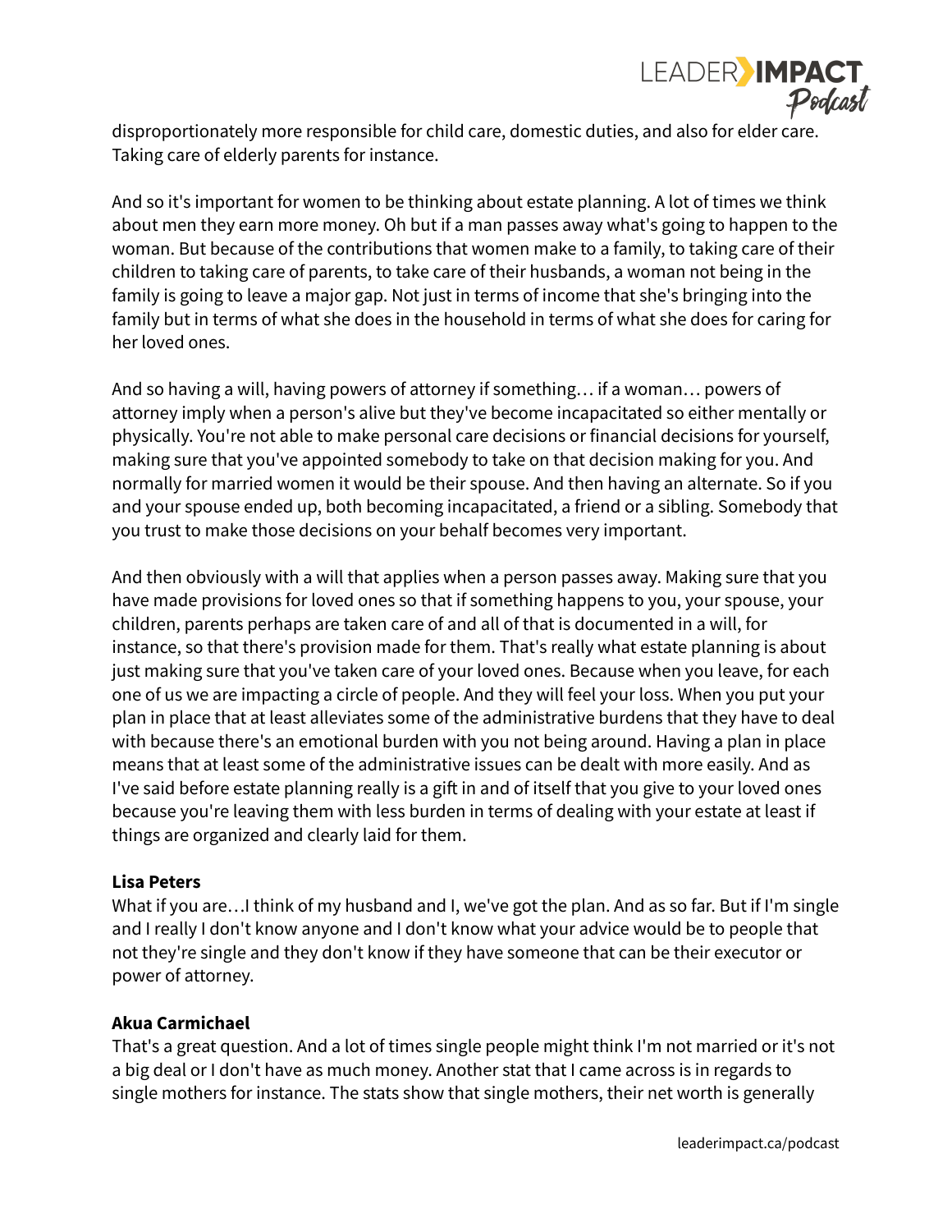disproportionately more responsible for child care, domestic duties, and also for elder care. Taking care of elderly parents for instance.

And so it's important for women to be thinking about estate planning. A lot of times we think about men they earn more money. Oh but if a man passes away what's going to happen to the woman. But because of the contributions that women make to a family, to taking care of their children to taking care of parents, to take care of their husbands, a woman not being in the family is going to leave a major gap. Not just in terms of income that she's bringing into the family but in terms of what she does in the household in terms of what she does for caring for her loved ones.

And so having a will, having powers of attorney if something… if a woman… powers of attorney imply when a person's alive but they've become incapacitated so either mentally or physically. You're not able to make personal care decisions or financial decisions for yourself, making sure that you've appointed somebody to take on that decision making for you. And normally for married women it would be their spouse. And then having an alternate. So if you and your spouse ended up, both becoming incapacitated, a friend or a sibling. Somebody that you trust to make those decisions on your behalf becomes very important.

And then obviously with a will that applies when a person passes away. Making sure that you have made provisions for loved ones so that if something happens to you, your spouse, your children, parents perhaps are taken care of and all of that is documented in a will, for instance, so that there's provision made for them. That's really what estate planning is about just making sure that you've taken care of your loved ones. Because when you leave, for each one of us we are impacting a circle of people. And they will feel your loss. When you put your plan in place that at least alleviates some of the administrative burdens that they have to deal with because there's an emotional burden with you not being around. Having a plan in place means that at least some of the administrative issues can be dealt with more easily. And as I've said before estate planning really is a gift in and of itself that you give to your loved ones because you're leaving them with less burden in terms of dealing with your estate at least if things are organized and clearly laid for them.

**Lisa Peters**
What if you are…I think of my husband and I, we've got the plan. And as so far. But if I'm single and I really I don't know anyone and I don't know what your advice would be to people that not they're single and they don't know if they have someone that can be their executor or power of attorney.

**Akua Carmichael**
That's a great question. And a lot of times single people might think I'm not married or it's not a big deal or I don't have as much money. Another stat that I came across is in regards to single mothers for instance. The stats show that single mothers, their net worth is generally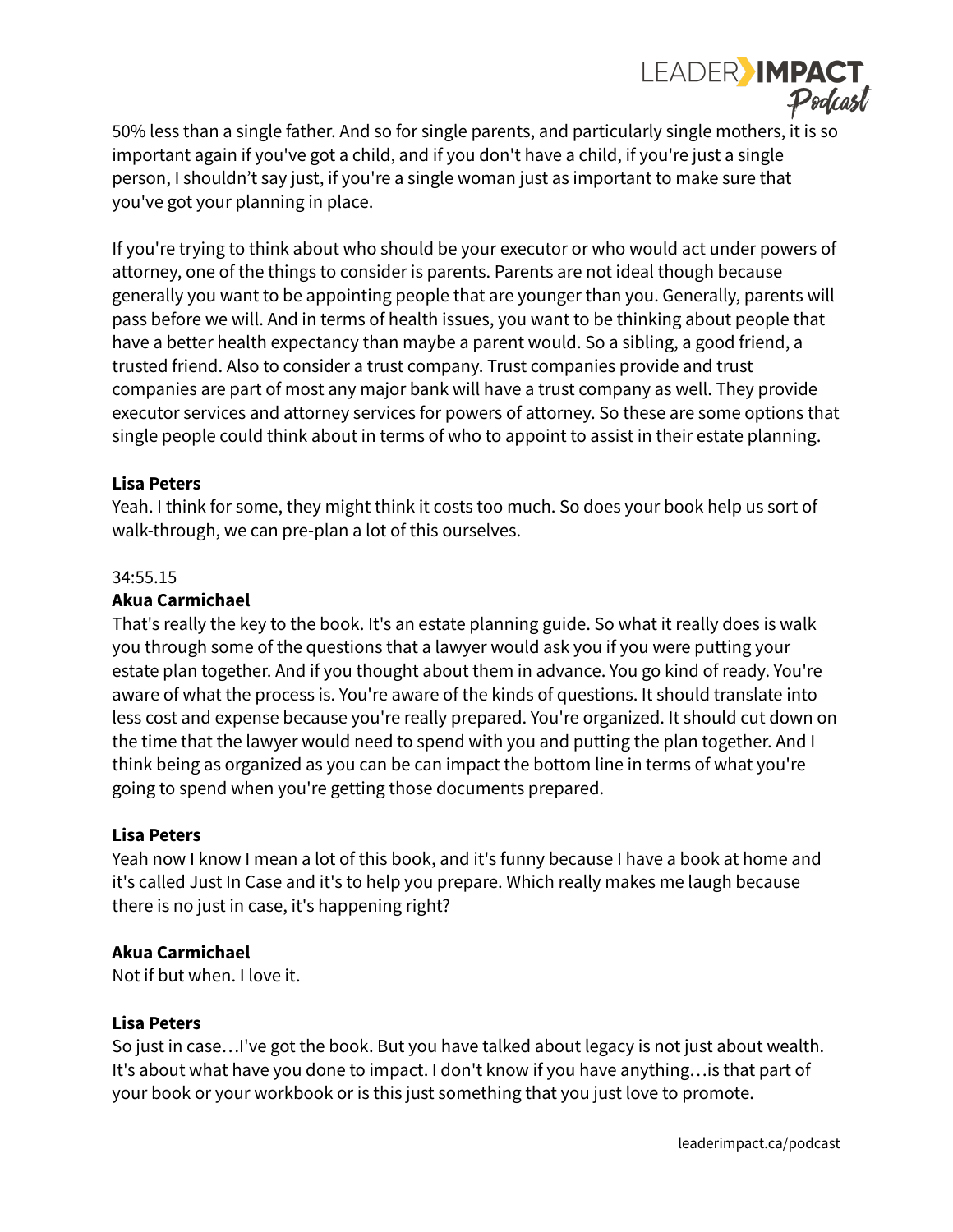50% less than a single father. And so for single parents, and particularly single mothers, it is so important again if you've got a child, and if you don't have a child, if you're just a single person, I shouldn't say just, if you're a single woman just as important to make sure that you've got your planning in place.

If you're trying to think about who should be your executor or who would act under powers of attorney, one of the things to consider is parents. Parents are not ideal though because generally you want to be appointing people that are younger than you. Generally, parents will pass before we will. And in terms of health issues, you want to be thinking about people that have a better health expectancy than maybe a parent would. So a sibling, a good friend, a trusted friend. Also to consider a trust company. Trust companies provide and trust companies are part of most any major bank will have a trust company as well. They provide executor services and attorney services for powers of attorney. So these are some options that single people could think about in terms of who to appoint to assist in their estate planning.

**Lisa Peters**
Yeah. I think for some, they might think it costs too much. So does your book help us sort of walk-through, we can pre-plan a lot of this ourselves.

34:55.15
**Akua Carmichael**
That's really the key to the book. It's an estate planning guide. So what it really does is walk you through some of the questions that a lawyer would ask you if you were putting your estate plan together. And if you thought about them in advance. You go kind of ready. You're aware of what the process is. You're aware of the kinds of questions. It should translate into less cost and expense because you're really prepared. You're organized. It should cut down on the time that the lawyer would need to spend with you and putting the plan together. And I think being as organized as you can be can impact the bottom line in terms of what you're going to spend when you're getting those documents prepared.

**Lisa Peters**
Yeah now I know I mean a lot of this book, and it's funny because I have a book at home and it's called Just In Case and it's to help you prepare. Which really makes me laugh because there is no just in case, it's happening right?

**Akua Carmichael**
Not if but when. I love it.

**Lisa Peters**
So just in case…I've got the book. But you have talked about legacy is not just about wealth. It's about what have you done to impact. I don't know if you have anything…is that part of your book or your workbook or is this just something that you just love to promote.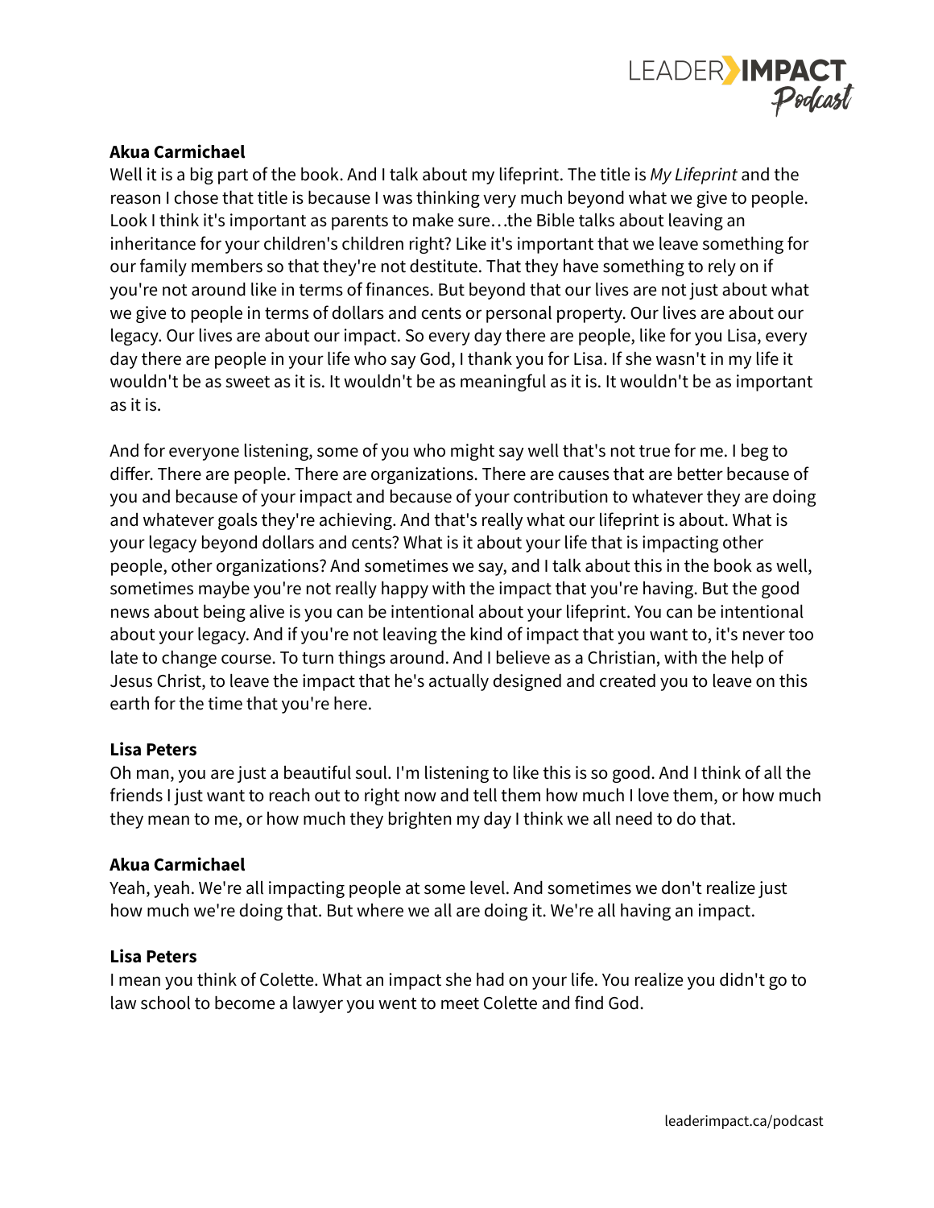**Akua Carmichael**

Well it is a big part of the book. And I talk about my lifeprint. The title is *My Lifeprint* and the reason I chose that title is because I was thinking very much beyond what we give to people. Look I think it's important as parents to make sure…the Bible talks about leaving an inheritance for your children's children right? Like it's important that we leave something for our family members so that they're not destitute. That they have something to rely on if you're not around like in terms of finances. But beyond that our lives are not just about what we give to people in terms of dollars and cents or personal property. Our lives are about our legacy. Our lives are about our impact. So every day there are people, like for you Lisa, every day there are people in your life who say God, I thank you for Lisa. If she wasn't in my life it wouldn't be as sweet as it is. It wouldn't be as meaningful as it is. It wouldn't be as important as it is.

And for everyone listening, some of you who might say well that's not true for me. I beg to differ. There are people. There are organizations. There are causes that are better because of you and because of your impact and because of your contribution to whatever they are doing and whatever goals they're achieving. And that's really what our lifeprint is about. What is your legacy beyond dollars and cents? What is it about your life that is impacting other people, other organizations? And sometimes we say, and I talk about this in the book as well, sometimes maybe you're not really happy with the impact that you're having. But the good news about being alive is you can be intentional about your lifeprint. You can be intentional about your legacy. And if you're not leaving the kind of impact that you want to, it's never too late to change course. To turn things around. And I believe as a Christian, with the help of Jesus Christ, to leave the impact that he's actually designed and created you to leave on this earth for the time that you're here.

**Lisa Peters**

Oh man, you are just a beautiful soul. I'm listening to like this is so good. And I think of all the friends I just want to reach out to right now and tell them how much I love them, or how much they mean to me, or how much they brighten my day I think we all need to do that.

**Akua Carmichael**

Yeah, yeah. We're all impacting people at some level. And sometimes we don't realize just how much we're doing that. But where we all are doing it. We're all having an impact.

**Lisa Peters**

I mean you think of Colette. What an impact she had on your life. You realize you didn't go to law school to become a lawyer you went to meet Colette and find God.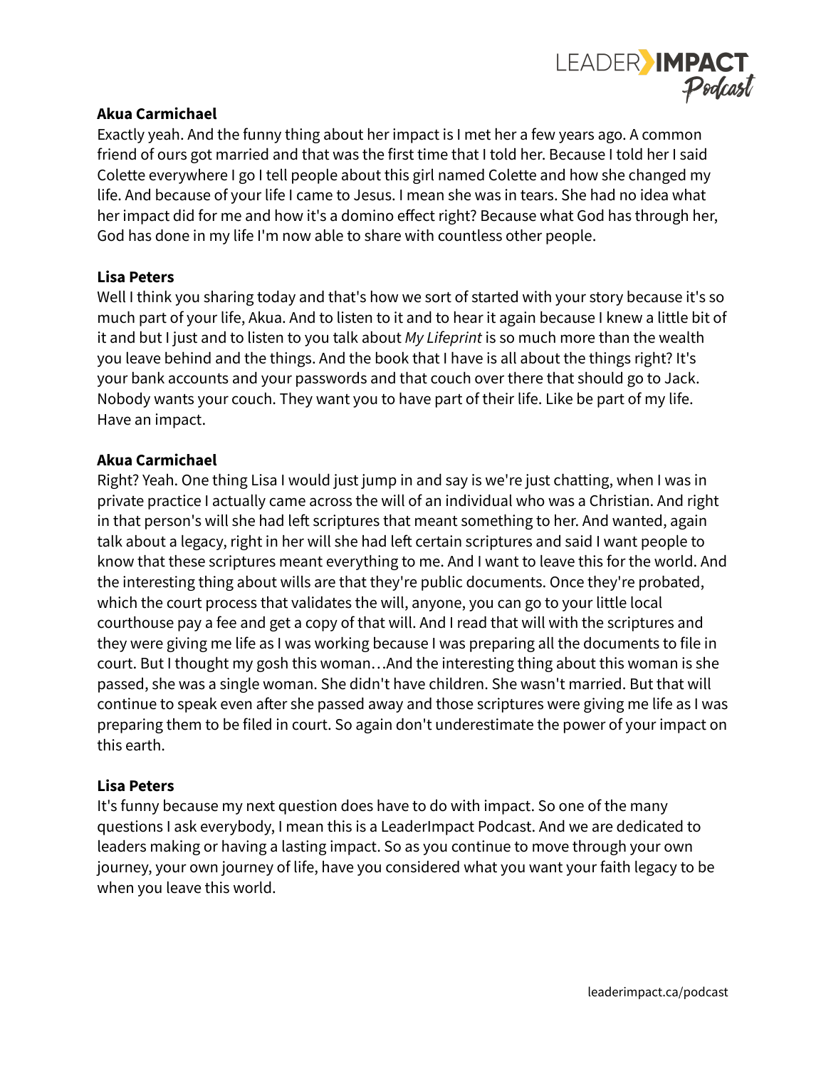**Akua Carmichael**
Exactly yeah. And the funny thing about her impact is I met her a few years ago. A common friend of ours got married and that was the first time that I told her. Because I told her I said Colette everywhere I go I tell people about this girl named Colette and how she changed my life. And because of your life I came to Jesus. I mean she was in tears. She had no idea what her impact did for me and how it's a domino effect right? Because what God has through her, God has done in my life I'm now able to share with countless other people.

**Lisa Peters**
Well I think you sharing today and that's how we sort of started with your story because it's so much part of your life, Akua. And to listen to it and to hear it again because I knew a little bit of it and but I just and to listen to you talk about *My Lifeprint* is so much more than the wealth you leave behind and the things. And the book that I have is all about the things right? It's your bank accounts and your passwords and that couch over there that should go to Jack. Nobody wants your couch. They want you to have part of their life. Like be part of my life. Have an impact.

**Akua Carmichael**
Right? Yeah. One thing Lisa I would just jump in and say is we're just chatting, when I was in private practice I actually came across the will of an individual who was a Christian. And right in that person's will she had left scriptures that meant something to her. And wanted, again talk about a legacy, right in her will she had left certain scriptures and said I want people to know that these scriptures meant everything to me. And I want to leave this for the world. And the interesting thing about wills are that they're public documents. Once they're probated, which the court process that validates the will, anyone, you can go to your little local courthouse pay a fee and get a copy of that will. And I read that will with the scriptures and they were giving me life as I was working because I was preparing all the documents to file in court. But I thought my gosh this woman…And the interesting thing about this woman is she passed, she was a single woman. She didn't have children. She wasn't married. But that will continue to speak even after she passed away and those scriptures were giving me life as I was preparing them to be filed in court. So again don't underestimate the power of your impact on this earth.

**Lisa Peters**
It's funny because my next question does have to do with impact. So one of the many questions I ask everybody, I mean this is a LeaderImpact Podcast. And we are dedicated to leaders making or having a lasting impact. So as you continue to move through your own journey, your own journey of life, have you considered what you want your faith legacy to be when you leave this world.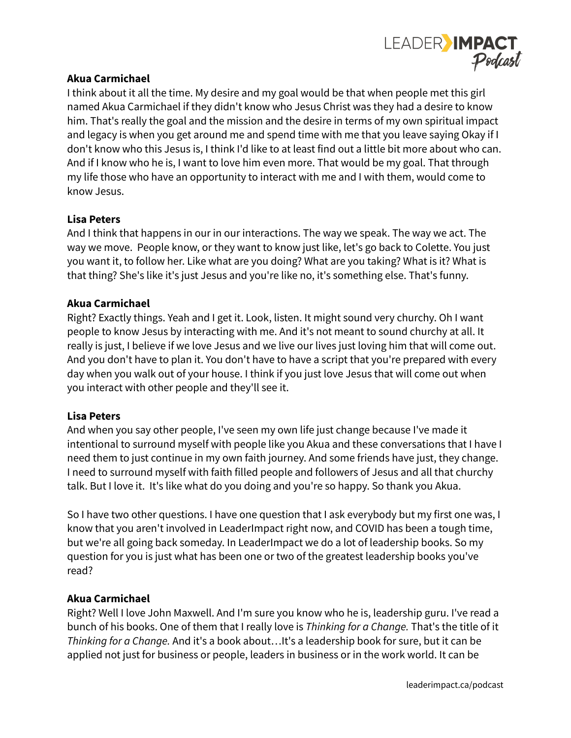**Akua Carmichael**
I think about it all the time. My desire and my goal would be that when people met this girl named Akua Carmichael if they didn't know who Jesus Christ was they had a desire to know him. That's really the goal and the mission and the desire in terms of my own spiritual impact and legacy is when you get around me and spend time with me that you leave saying Okay if I don't know who this Jesus is, I think I'd like to at least find out a little bit more about who can. And if I know who he is, I want to love him even more. That would be my goal. That through my life those who have an opportunity to interact with me and I with them, would come to know Jesus.

**Lisa Peters**
And I think that happens in our in our interactions. The way we speak. The way we act. The way we move. People know, or they want to know just like, let's go back to Colette. You just you want it, to follow her. Like what are you doing? What are you taking? What is it? What is that thing? She's like it's just Jesus and you're like no, it's something else. That's funny.

**Akua Carmichael**
Right? Exactly things. Yeah and I get it. Look, listen. It might sound very churchy. Oh I want people to know Jesus by interacting with me. And it's not meant to sound churchy at all. It really is just, I believe if we love Jesus and we live our lives just loving him that will come out. And you don't have to plan it. You don't have to have a script that you're prepared with every day when you walk out of your house. I think if you just love Jesus that will come out when you interact with other people and they'll see it.

**Lisa Peters**
And when you say other people, I've seen my own life just change because I've made it intentional to surround myself with people like you Akua and these conversations that I have I need them to just continue in my own faith journey. And some friends have just, they change. I need to surround myself with faith filled people and followers of Jesus and all that churchy talk. But I love it. It's like what do you doing and you're so happy. So thank you Akua.

So I have two other questions. I have one question that I ask everybody but my first one was, I know that you aren't involved in LeaderImpact right now, and COVID has been a tough time, but we're all going back someday. In LeaderImpact we do a lot of leadership books. So my question for you is just what has been one or two of the greatest leadership books you've read?

**Akua Carmichael**
Right? Well I love John Maxwell. And I'm sure you know who he is, leadership guru. I've read a bunch of his books. One of them that I really love is *Thinking for a Change.* That's the title of it *Thinking for a Change.* And it's a book about…It's a leadership book for sure, but it can be applied not just for business or people, leaders in business or in the work world. It can be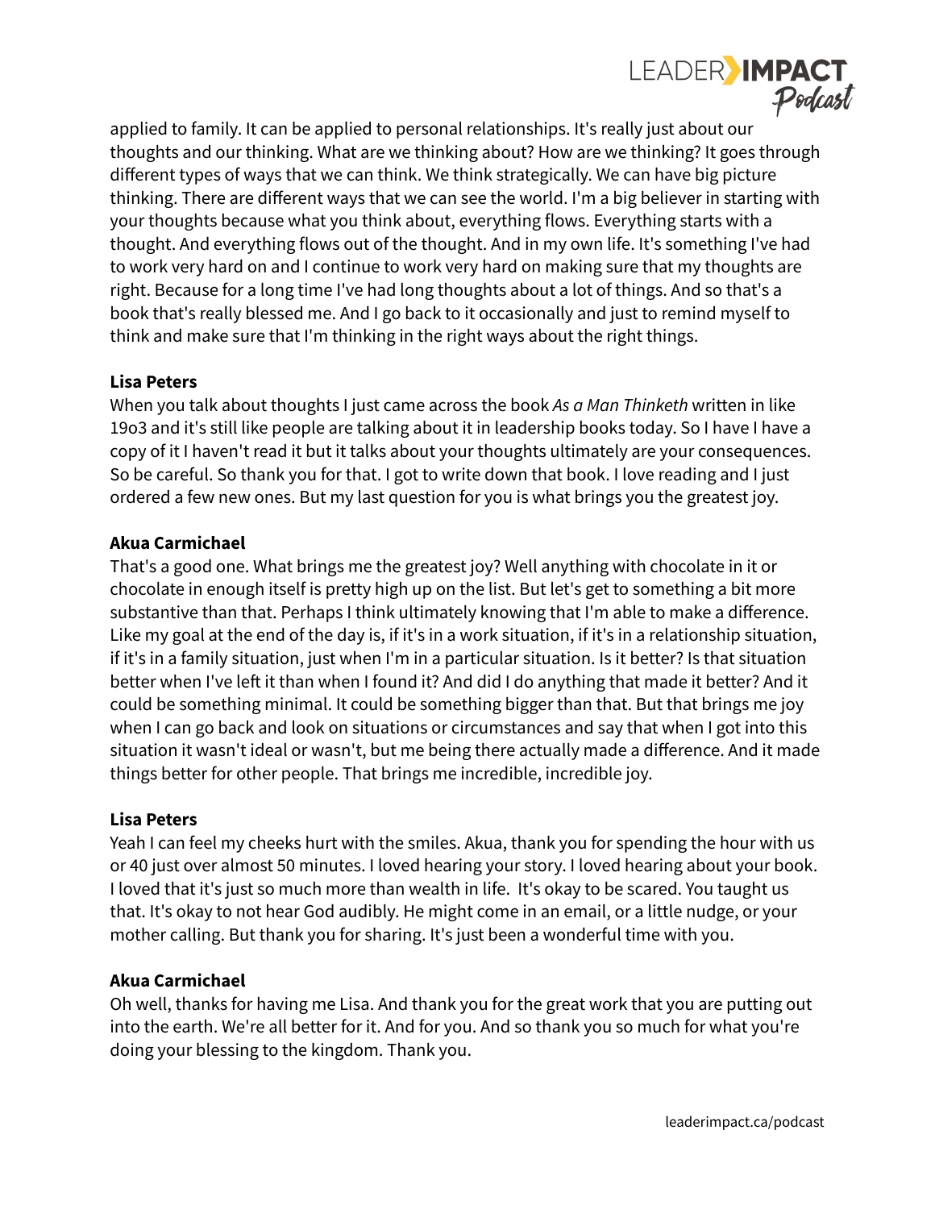applied to family. It can be applied to personal relationships. It's really just about our thoughts and our thinking. What are we thinking about? How are we thinking? It goes through different types of ways that we can think. We think strategically. We can have big picture thinking. There are different ways that we can see the world. I'm a big believer in starting with your thoughts because what you think about, everything flows. Everything starts with a thought. And everything flows out of the thought. And in my own life. It's something I've had to work very hard on and I continue to work very hard on making sure that my thoughts are right. Because for a long time I've had long thoughts about a lot of things. And so that's a book that's really blessed me. And I go back to it occasionally and just to remind myself to think and make sure that I'm thinking in the right ways about the right things.

**Lisa Peters**
When you talk about thoughts I just came across the book *As a Man Thinketh* written in like 19o3 and it's still like people are talking about it in leadership books today. So I have I have a copy of it I haven't read it but it talks about your thoughts ultimately are your consequences. So be careful. So thank you for that. I got to write down that book. I love reading and I just ordered a few new ones. But my last question for you is what brings you the greatest joy.

**Akua Carmichael**
That's a good one. What brings me the greatest joy? Well anything with chocolate in it or chocolate in enough itself is pretty high up on the list. But let's get to something a bit more substantive than that. Perhaps I think ultimately knowing that I'm able to make a difference. Like my goal at the end of the day is, if it's in a work situation, if it's in a relationship situation, if it's in a family situation, just when I'm in a particular situation. Is it better? Is that situation better when I've left it than when I found it? And did I do anything that made it better? And it could be something minimal. It could be something bigger than that. But that brings me joy when I can go back and look on situations or circumstances and say that when I got into this situation it wasn't ideal or wasn't, but me being there actually made a difference. And it made things better for other people. That brings me incredible, incredible joy.

**Lisa Peters**
Yeah I can feel my cheeks hurt with the smiles. Akua, thank you for spending the hour with us or 40 just over almost 50 minutes. I loved hearing your story. I loved hearing about your book. I loved that it's just so much more than wealth in life. It's okay to be scared. You taught us that. It's okay to not hear God audibly. He might come in an email, or a little nudge, or your mother calling. But thank you for sharing. It's just been a wonderful time with you.

**Akua Carmichael**
Oh well, thanks for having me Lisa. And thank you for the great work that you are putting out into the earth. We're all better for it. And for you. And so thank you so much for what you're doing your blessing to the kingdom. Thank you.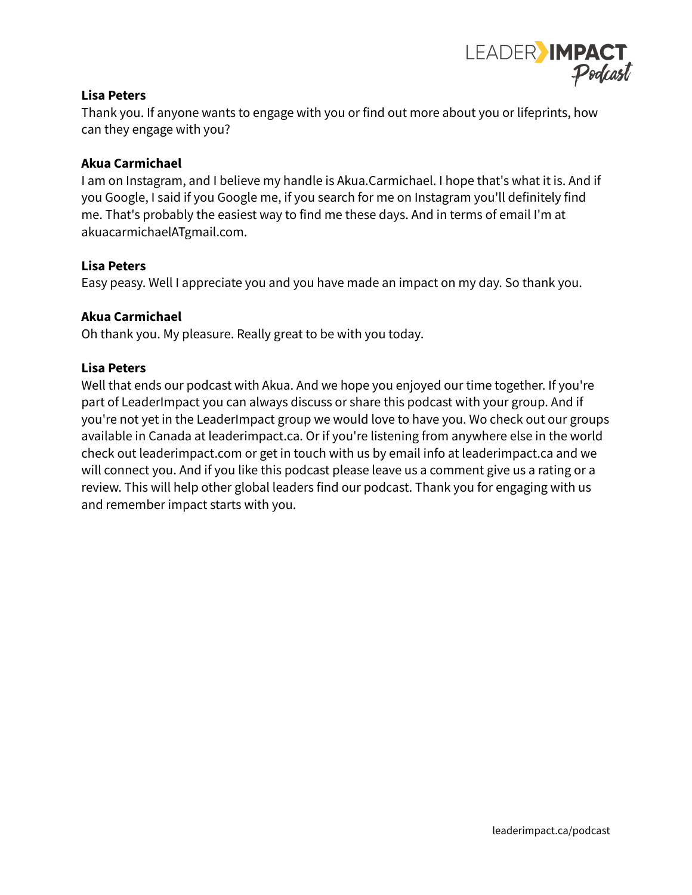**Lisa Peters**
Thank you. If anyone wants to engage with you or find out more about you or lifeprints, how can they engage with you?

**Akua Carmichael**
I am on Instagram, and I believe my handle is Akua.Carmichael. I hope that's what it is. And if you Google, I said if you Google me, if you search for me on Instagram you'll definitely find me. That's probably the easiest way to find me these days. And in terms of email I'm at akuacarmichaelATgmail.com.

**Lisa Peters**
Easy peasy. Well I appreciate you and you have made an impact on my day. So thank you.

**Akua Carmichael**
Oh thank you. My pleasure. Really great to be with you today.

**Lisa Peters**
Well that ends our podcast with Akua. And we hope you enjoyed our time together. If you're part of LeaderImpact you can always discuss or share this podcast with your group. And if you're not yet in the LeaderImpact group we would love to have you. Wo check out our groups available in Canada at leaderimpact.ca. Or if you're listening from anywhere else in the world check out leaderimpact.com or get in touch with us by email info at leaderimpact.ca and we will connect you. And if you like this podcast please leave us a comment give us a rating or a review. This will help other global leaders find our podcast. Thank you for engaging with us and remember impact starts with you.